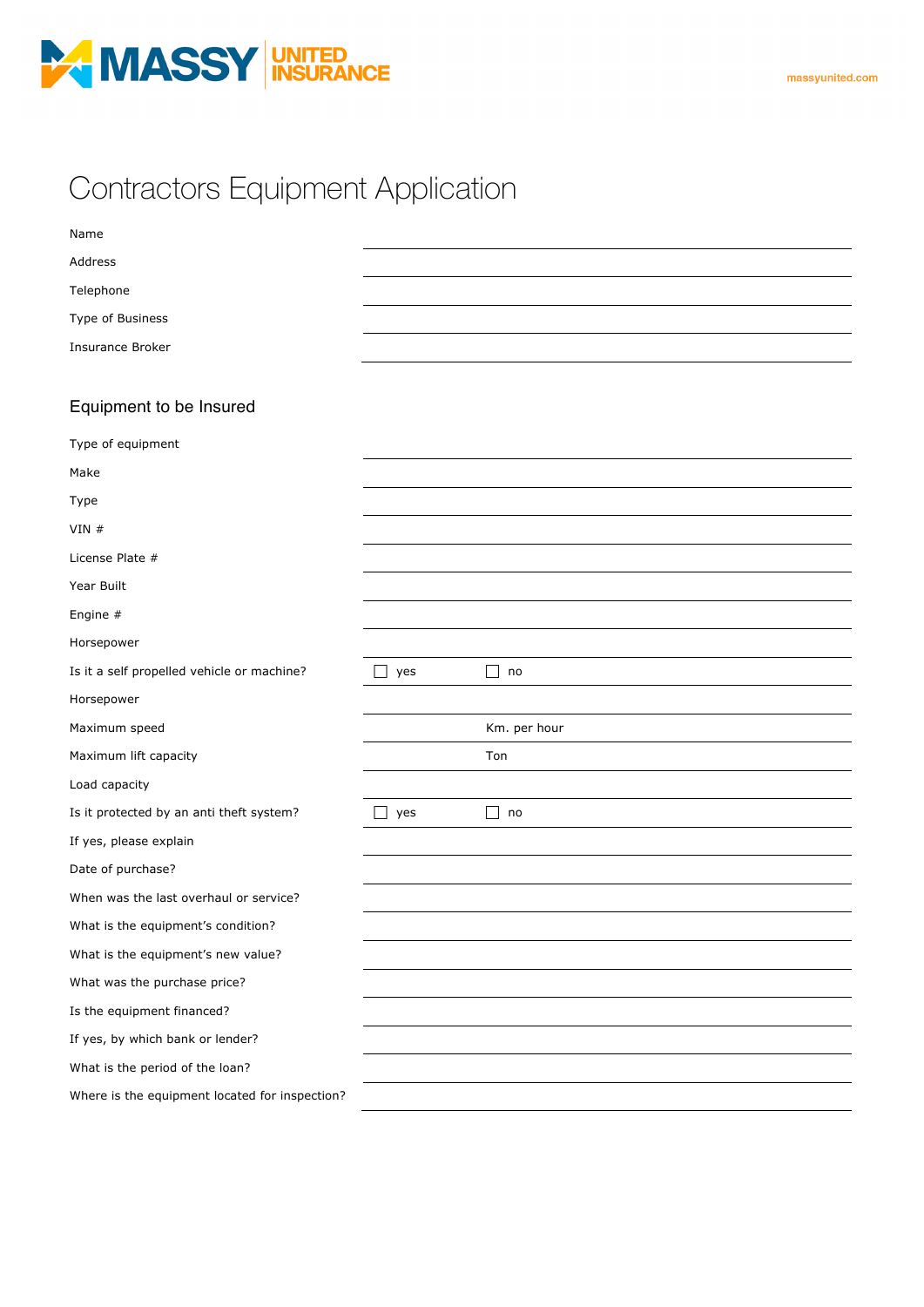# Contractors Equipment Application

| | |
|---|---|
| Name | |
| Address | |
| Telephone | |
| Type of Business | |
| Insurance Broker | |

## Equipment to be Insured

| | | |
|---|---|---|
| Type of equipment | | |
| Make | | |
| Type | | |
| VIN # | | |
| License Plate # | | |
| Year Built | | |
| Engine # | | |
| Horsepower | | |
| Is it a self propelled vehicle or machine? | ☐ yes | ☐ no |
| Horsepower | | |
| Maximum speed | | Km. per hour |
| Maximum lift capacity | | Ton |
| Load capacity | | |
| Is it protected by an anti theft system? | ☐ yes | ☐ no |
| If yes, please explain | | |
| Date of purchase? | | |
| When was the last overhaul or service? | | |
| What is the equipment's condition? | | |
| What is the equipment's new value? | | |
| What was the purchase price? | | |
| Is the equipment financed? | | |
| If yes, by which bank or lender? | | |
| What is the period of the loan? | | |
| Where is the equipment located for inspection? | | |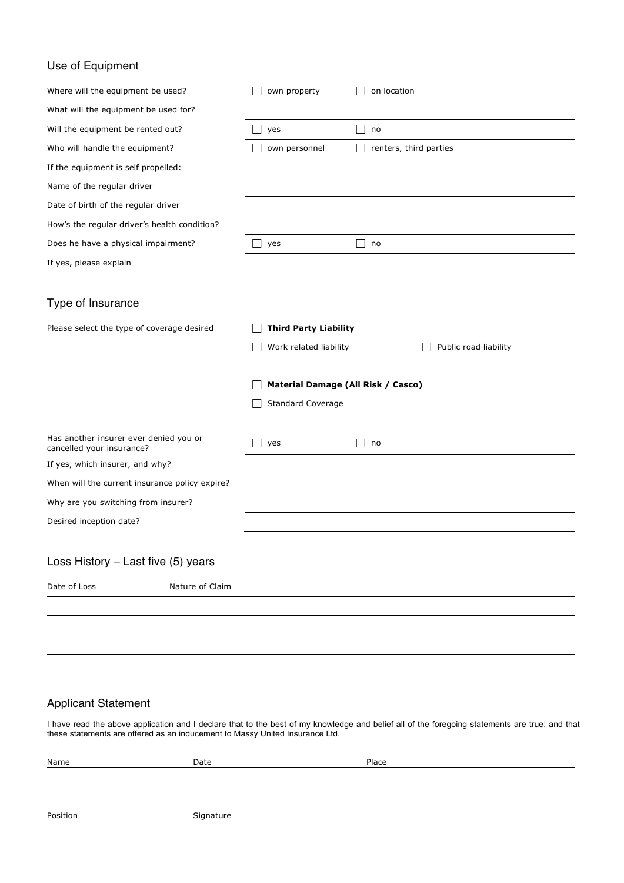## Use of Equipment

| | | |
|---|---|---|
| Where will the equipment be used? | ☐ own property | ☐ on location |
| What will the equipment be used for? | | |
| Will the equipment be rented out? | ☐ yes | ☐ no |
| Who will handle the equipment? | ☐ own personnel | ☐ renters, third parties |
| If the equipment is self propelled: | | |
| Name of the regular driver | | |
| Date of birth of the regular driver | | |
| How's the regular driver's health condition? | | |
| Does he have a physical impairment? | ☐ yes | ☐ no |
| If yes, please explain | | |

## Type of Insurance

Please select the type of coverage desired

☐ **Third Party Liability**

☐ Work related liability ☐ Public road liability

☐ **Material Damage (All Risk / Casco)**

☐ Standard Coverage

| | | |
|---|---|---|
| Has another insurer ever denied you or cancelled your insurance? | ☐ yes | ☐ no |
| If yes, which insurer, and why? | | |
| When will the current insurance policy expire? | | |
| Why are you switching from insurer? | | |
| Desired inception date? | | |

## Loss History – Last five (5) years

| Date of Loss | Nature of Claim |
|---|---|
| | |
| | |
| | |
| | |

## Applicant Statement

I have read the above application and I declare that to the best of my knowledge and belief all of the foregoing statements are true; and that these statements are offered as an inducement to Massy United Insurance Ltd.

| | | |
|---|---|---|
| Name | Date | Place |
| Position | Signature | |